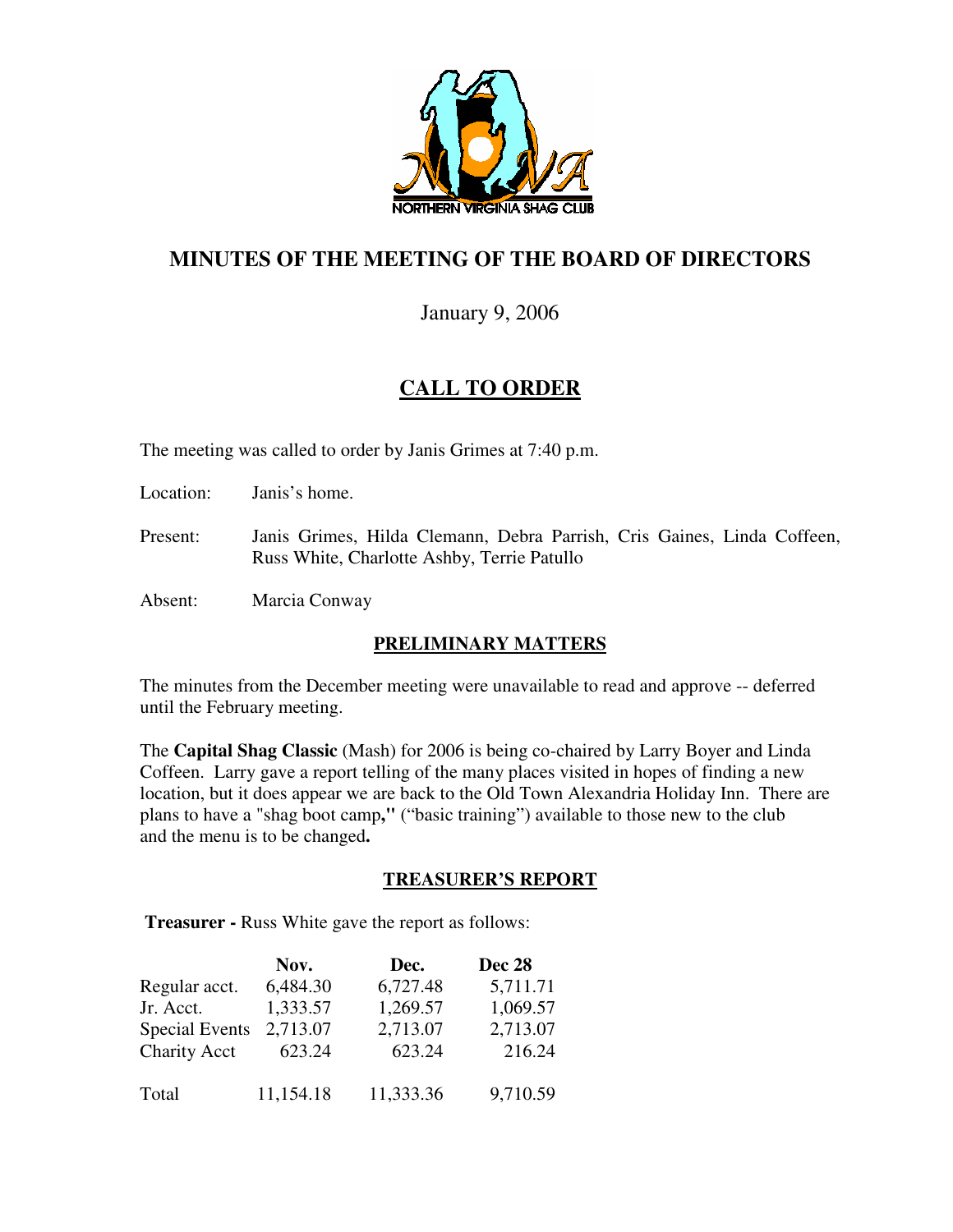# MINUTES OF THE MEETING OF THE BOARD OF DIRECTORS

January 9, 2006

## CALL TO ORDER

The meeting was called to order by Janis Grimes at 7:40 p.m.

Location: Janis's home.

Present: Janis Grimes, Hilda Clemann, Debra Parrish, Cris Gaines, Linda Coffeen, Russ White, Charlotte Ashby, Terrie Patullo

Absent: Marcia Conway

### PRELIMINARY MATTERS

The minutes from the December meeting were unavailable to read and approve -- deferred until the February meeting.

The **Capital Shag Classic** (Mash) for 2006 is being co-chaired by Larry Boyer and Linda Coffeen. Larry gave a report telling of the many places visited in hopes of finding a new location, but it does appear we are back to the Old Town Alexandria Holiday Inn. There are plans to have a "shag boot camp**,"** ("basic training") available to those new to the club and the menu is to be changed**.**

### TREASURER'S REPORT

**Treasurer -** Russ White gave the report as follows:

| | Nov. | Dec. | Dec 28 |
|---|---|---|---|
| Regular acct. | 6,484.30 | 6,727.48 | 5,711.71 |
| Jr. Acct. | 1,333.57 | 1,269.57 | 1,069.57 |
| Special Events | 2,713.07 | 2,713.07 | 2,713.07 |
| Charity Acct | 623.24 | 623.24 | 216.24 |
| Total | 11,154.18 | 11,333.36 | 9,710.59 |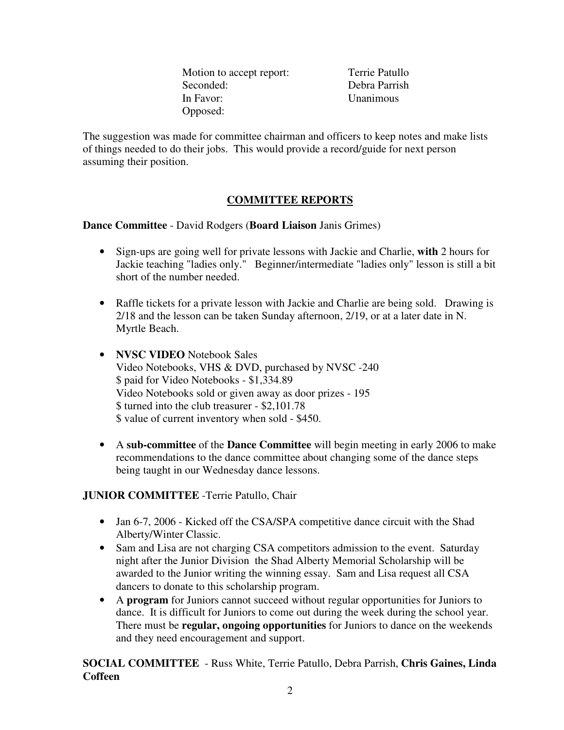| | |
|---|---|
| Motion to accept report: | Terrie Patullo |
| Seconded: | Debra Parrish |
| In Favor: | Unanimous |
| Opposed: | |

The suggestion was made for committee chairman and officers to keep notes and make lists of things needed to do their jobs. This would provide a record/guide for next person assuming their position.

## COMMITTEE REPORTS

**Dance Committee** - David Rodgers (**Board Liaison** Janis Grimes)

- Sign-ups are going well for private lessons with Jackie and Charlie, **with** 2 hours for Jackie teaching "ladies only." Beginner/intermediate "ladies only" lesson is still a bit short of the number needed.

- Raffle tickets for a private lesson with Jackie and Charlie are being sold. Drawing is 2/18 and the lesson can be taken Sunday afternoon, 2/19, or at a later date in N. Myrtle Beach.

- **NVSC VIDEO** Notebook Sales
  Video Notebooks, VHS & DVD, purchased by NVSC -240
  $ paid for Video Notebooks - $1,334.89
  Video Notebooks sold or given away as door prizes - 195
  $ turned into the club treasurer - $2,101.78
  $ value of current inventory when sold - $450.

- A **sub-committee** of the **Dance Committee** will begin meeting in early 2006 to make recommendations to the dance committee about changing some of the dance steps being taught in our Wednesday dance lessons.

**JUNIOR COMMITTEE** -Terrie Patullo, Chair

- Jan 6-7, 2006 - Kicked off the CSA/SPA competitive dance circuit with the Shad Alberty/Winter Classic.
- Sam and Lisa are not charging CSA competitors admission to the event. Saturday night after the Junior Division the Shad Alberty Memorial Scholarship will be awarded to the Junior writing the winning essay. Sam and Lisa request all CSA dancers to donate to this scholarship program.
- A **program** for Juniors cannot succeed without regular opportunities for Juniors to dance. It is difficult for Juniors to come out during the week during the school year. There must be **regular, ongoing opportunities** for Juniors to dance on the weekends and they need encouragement and support.

**SOCIAL COMMITTEE** - Russ White, Terrie Patullo, Debra Parrish, **Chris Gaines, Linda Coffeen**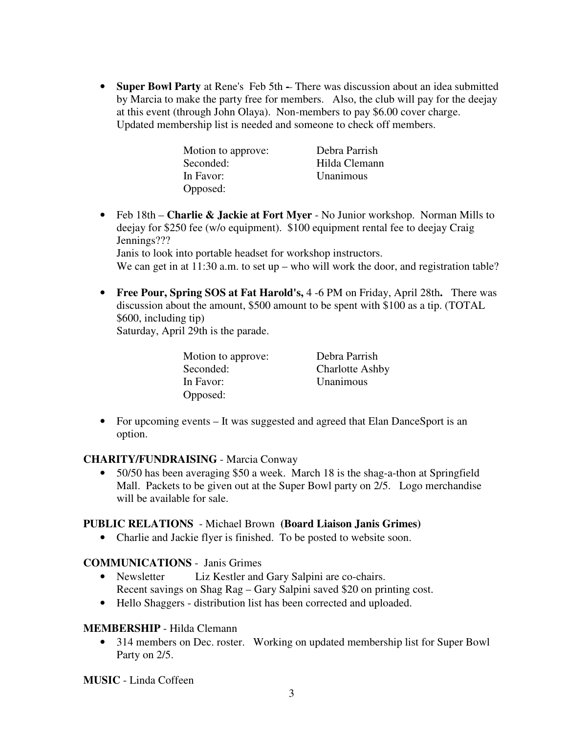- **Super Bowl Party** at Rene's Feb 5th – There was discussion about an idea submitted by Marcia to make the party free for members. Also, the club will pay for the deejay at this event (through John Olaya). Non-members to pay $6.00 cover charge. Updated membership list is needed and someone to check off members.

| | |
|---|---|
| Motion to approve: | Debra Parrish |
| Seconded: | Hilda Clemann |
| In Favor: | Unanimous |
| Opposed: | |

- Feb 18th – **Charlie & Jackie at Fort Myer** - No Junior workshop. Norman Mills to deejay for $250 fee (w/o equipment). $100 equipment rental fee to deejay Craig Jennings???
  Janis to look into portable headset for workshop instructors.
  We can get in at 11:30 a.m. to set up – who will work the door, and registration table?

- **Free Pour, Spring SOS at Fat Harold's,** 4 -6 PM on Friday, April 28th**.** There was discussion about the amount, $500 amount to be spent with $100 as a tip. (TOTAL $600, including tip)
  Saturday, April 29th is the parade.

| | |
|---|---|
| Motion to approve: | Debra Parrish |
| Seconded: | Charlotte Ashby |
| In Favor: | Unanimous |
| Opposed: | |

- For upcoming events – It was suggested and agreed that Elan DanceSport is an option.

**CHARITY/FUNDRAISING** - Marcia Conway

- 50/50 has been averaging $50 a week. March 18 is the shag-a-thon at Springfield Mall. Packets to be given out at the Super Bowl party on 2/5. Logo merchandise will be available for sale.

**PUBLIC RELATIONS** - Michael Brown **(Board Liaison Janis Grimes)**

- Charlie and Jackie flyer is finished. To be posted to website soon.

**COMMUNICATIONS** - Janis Grimes

- Newsletter Liz Kestler and Gary Salpini are co-chairs.
  Recent savings on Shag Rag – Gary Salpini saved $20 on printing cost.
- Hello Shaggers - distribution list has been corrected and uploaded.

**MEMBERSHIP** - Hilda Clemann

- 314 members on Dec. roster. Working on updated membership list for Super Bowl Party on 2/5.

**MUSIC** - Linda Coffeen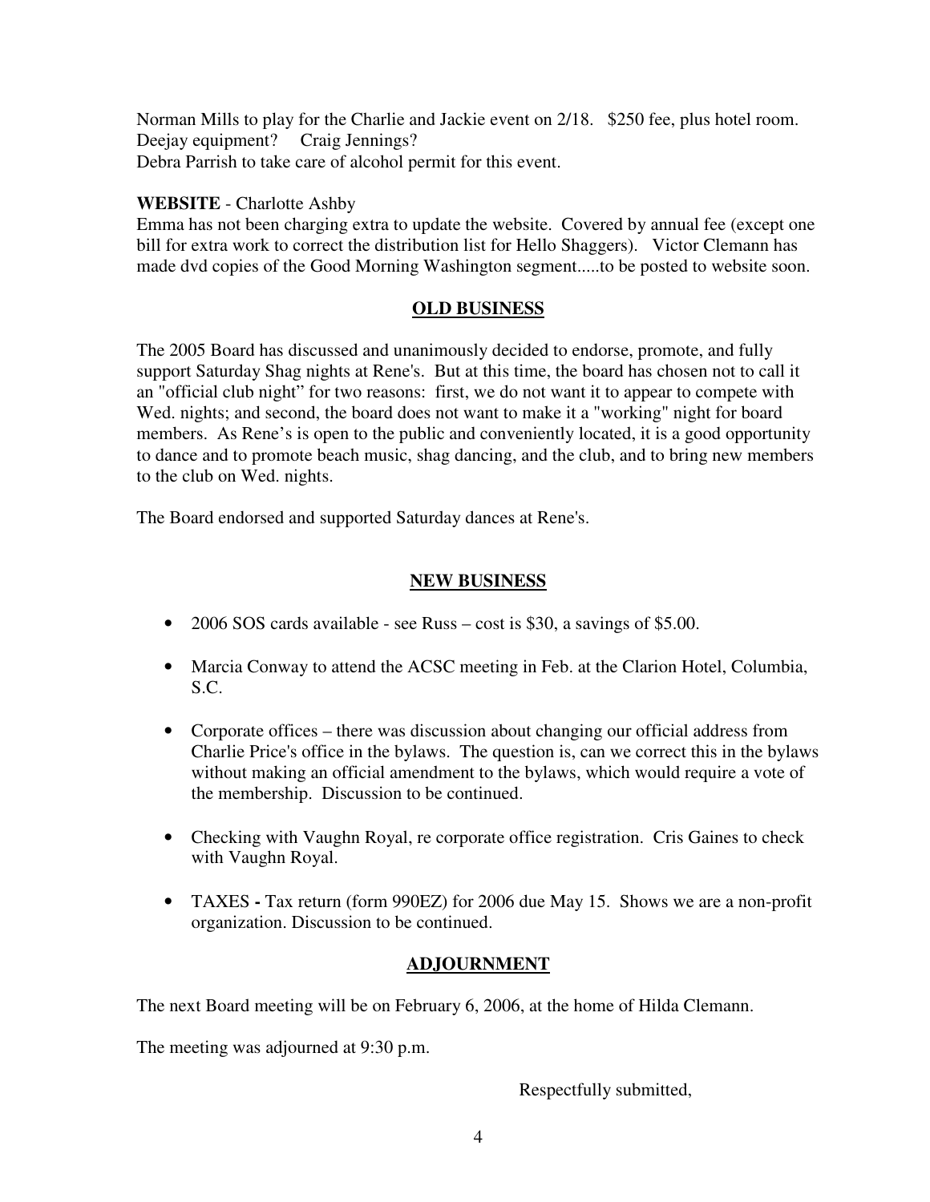Norman Mills to play for the Charlie and Jackie event on 2/18. $250 fee, plus hotel room. Deejay equipment? Craig Jennings?
Debra Parrish to take care of alcohol permit for this event.

**WEBSITE** - Charlotte Ashby
Emma has not been charging extra to update the website. Covered by annual fee (except one bill for extra work to correct the distribution list for Hello Shaggers). Victor Clemann has made dvd copies of the Good Morning Washington segment.....to be posted to website soon.

## OLD BUSINESS

The 2005 Board has discussed and unanimously decided to endorse, promote, and fully support Saturday Shag nights at Rene's. But at this time, the board has chosen not to call it an "official club night" for two reasons: first, we do not want it to appear to compete with Wed. nights; and second, the board does not want to make it a "working" night for board members. As Rene's is open to the public and conveniently located, it is a good opportunity to dance and to promote beach music, shag dancing, and the club, and to bring new members to the club on Wed. nights.

The Board endorsed and supported Saturday dances at Rene's.

## NEW BUSINESS

- 2006 SOS cards available - see Russ – cost is $30, a savings of $5.00.
- Marcia Conway to attend the ACSC meeting in Feb. at the Clarion Hotel, Columbia, S.C.
- Corporate offices – there was discussion about changing our official address from Charlie Price's office in the bylaws. The question is, can we correct this in the bylaws without making an official amendment to the bylaws, which would require a vote of the membership. Discussion to be continued.
- Checking with Vaughn Royal, re corporate office registration. Cris Gaines to check with Vaughn Royal.
- **TAXES -** Tax return (form 990EZ) for 2006 due May 15. Shows we are a non-profit organization. Discussion to be continued.

## ADJOURNMENT

The next Board meeting will be on February 6, 2006, at the home of Hilda Clemann.

The meeting was adjourned at 9:30 p.m.

Respectfully submitted,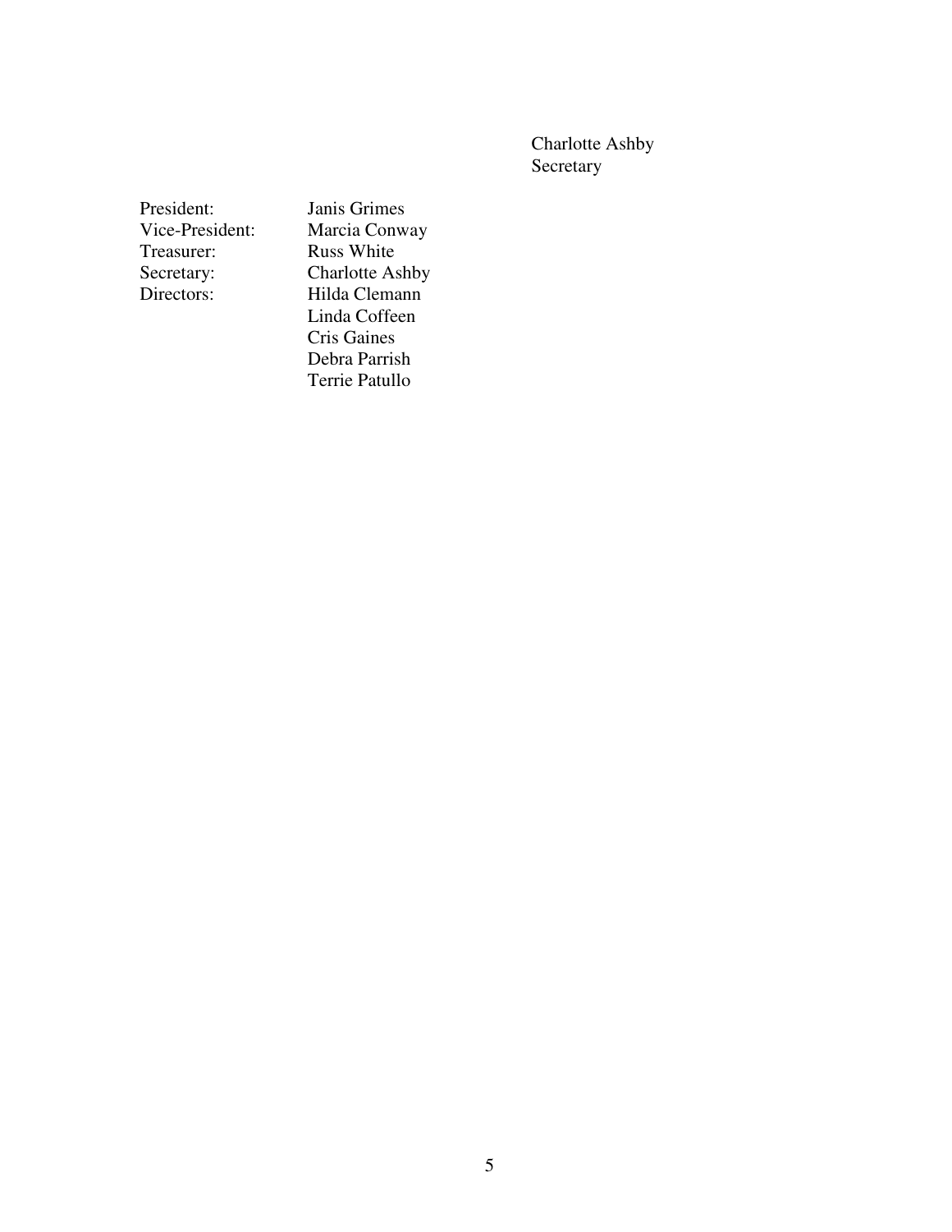Charlotte Ashby
Secretary

| | |
|---|---|
| President: | Janis Grimes |
| Vice-President: | Marcia Conway |
| Treasurer: | Russ White |
| Secretary: | Charlotte Ashby |
| Directors: | Hilda Clemann |
| | Linda Coffeen |
| | Cris Gaines |
| | Debra Parrish |
| | Terrie Patullo |